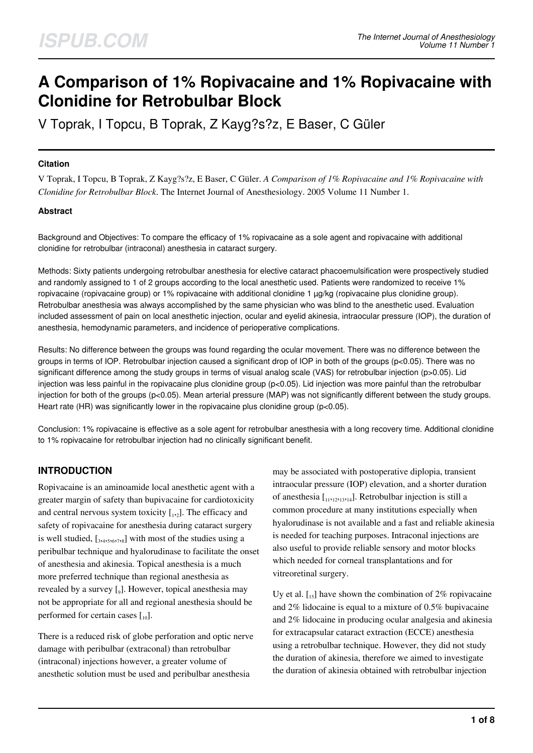# A Comparison of 1% Ropivacaine and 1% Ropivacaine with Clonidine for Retrobulbar Block

V Toprak, I Topcu, B Toprak, Z Kayg?s?z, E Baser, C Güler

### Citation

V Toprak, I Topcu, B Toprak, Z Kayg?s?z, E Baser, C Güler. *A Comparison of 1% Ropivacaine and 1% Ropivacaine with Clonidine for Retrobulbar Block*. The Internet Journal of Anesthesiology. 2005 Volume 11 Number 1.

### Abstract

Background and Objectives: To compare the efficacy of 1% ropivacaine as a sole agent and ropivacaine with additional clonidine for retrobulbar (intraconal) anesthesia in cataract surgery.

Methods: Sixty patients undergoing retrobulbar anesthesia for elective cataract phacoemulsification were prospectively studied and randomly assigned to 1 of 2 groups according to the local anesthetic used. Patients were randomized to receive 1% ropivacaine (ropivacaine group) or 1% ropivacaine with additional clonidine 1 µg/kg (ropivacaine plus clonidine group). Retrobulbar anesthesia was always accomplished by the same physician who was blind to the anesthetic used. Evaluation included assessment of pain on local anesthetic injection, ocular and eyelid akinesia, intraocular pressure (IOP), the duration of anesthesia, hemodynamic parameters, and incidence of perioperative complications.

Results: No difference between the groups was found regarding the ocular movement. There was no difference between the groups in terms of IOP. Retrobulbar injection caused a significant drop of IOP in both of the groups ($p<0.05$). There was no significant difference among the study groups in terms of visual analog scale (VAS) for retrobulbar injection ($p>0.05$). Lid injection was less painful in the ropivacaine plus clonidine group ($p<0.05$). Lid injection was more painful than the retrobulbar injection for both of the groups ($p<0.05$). Mean arterial pressure (MAP) was not significantly different between the study groups. Heart rate (HR) was significantly lower in the ropivacaine plus clonidine group ($p<0.05$).

Conclusion: 1% ropivacaine is effective as a sole agent for retrobulbar anesthesia with a long recovery time. Additional clonidine to 1% ropivacaine for retrobulbar injection had no clinically significant benefit.

## INTRODUCTION

Ropivacaine is an aminoamide local anesthetic agent with a greater margin of safety than bupivacaine for cardiotoxicity and central nervous system toxicity [1,2]. The efficacy and safety of ropivacaine for anesthesia during cataract surgery is well studied, [3,4,5,6,7,8] with most of the studies using a peribulbar technique and hyalorudinase to facilitate the onset of anesthesia and akinesia. Topical anesthesia is a much more preferred technique than regional anesthesia as revealed by a survey [9]. However, topical anesthesia may not be appropriate for all and regional anesthesia should be performed for certain cases [10].

There is a reduced risk of globe perforation and optic nerve damage with peribulbar (extraconal) than retrobulbar (intraconal) injections however, a greater volume of anesthetic solution must be used and peribulbar anesthesia may be associated with postoperative diplopia, transient intraocular pressure (IOP) elevation, and a shorter duration of anesthesia [11,12,13,14]. Retrobulbar injection is still a common procedure at many institutions especially when hyalorudinase is not available and a fast and reliable akinesia is needed for teaching purposes. Intraconal injections are also useful to provide reliable sensory and motor blocks which needed for corneal transplantations and for vitreoretinal surgery.

Uy et al. [15] have shown the combination of 2% ropivacaine and 2% lidocaine is equal to a mixture of 0.5% bupivacaine and 2% lidocaine in producing ocular analgesia and akinesia for extracapsular cataract extraction (ECCE) anesthesia using a retrobulbar technique. However, they did not study the duration of akinesia, therefore we aimed to investigate the duration of akinesia obtained with retrobulbar injection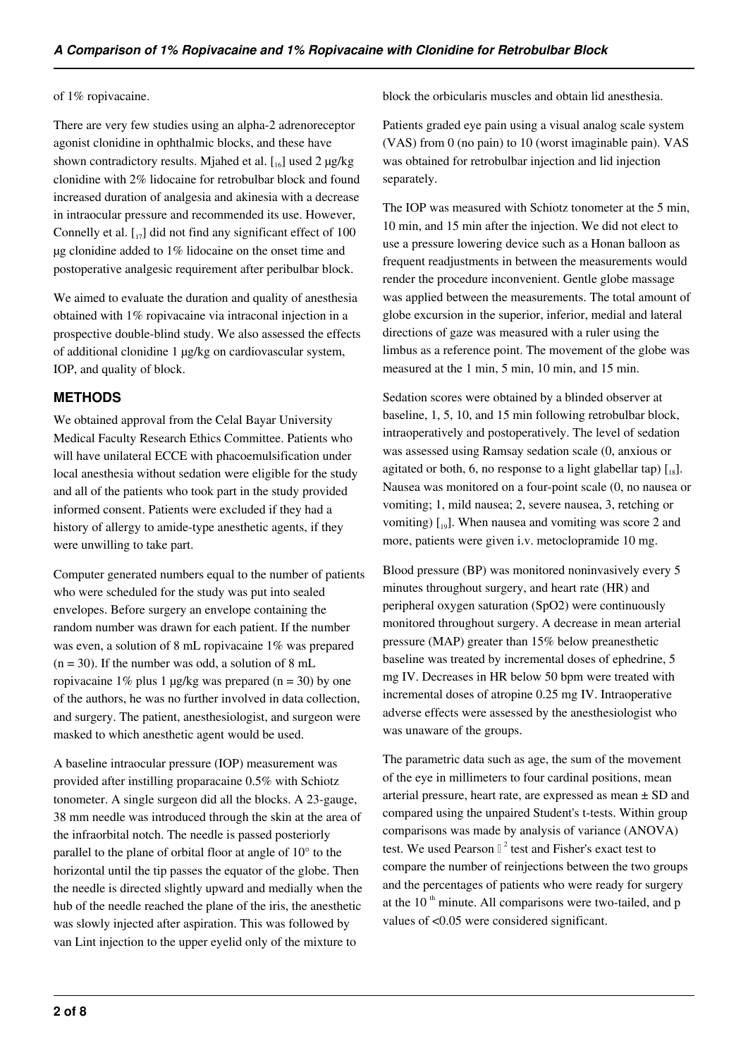of 1% ropivacaine.

There are very few studies using an alpha-2 adrenoreceptor agonist clonidine in ophthalmic blocks, and these have shown contradictory results. Mjahed et al. [16] used 2 µg/kg clonidine with 2% lidocaine for retrobulbar block and found increased duration of analgesia and akinesia with a decrease in intraocular pressure and recommended its use. However, Connelly et al. [17] did not find any significant effect of 100 µg clonidine added to 1% lidocaine on the onset time and postoperative analgesic requirement after peribulbar block.

We aimed to evaluate the duration and quality of anesthesia obtained with 1% ropivacaine via intraconal injection in a prospective double-blind study. We also assessed the effects of additional clonidine 1 µg/kg on cardiovascular system, IOP, and quality of block.

## METHODS

We obtained approval from the Celal Bayar University Medical Faculty Research Ethics Committee. Patients who will have unilateral ECCE with phacoemulsification under local anesthesia without sedation were eligible for the study and all of the patients who took part in the study provided informed consent. Patients were excluded if they had a history of allergy to amide-type anesthetic agents, if they were unwilling to take part.

Computer generated numbers equal to the number of patients who were scheduled for the study was put into sealed envelopes. Before surgery an envelope containing the random number was drawn for each patient. If the number was even, a solution of 8 mL ropivacaine 1% was prepared (n = 30). If the number was odd, a solution of 8 mL ropivacaine 1% plus 1 µg/kg was prepared (n = 30) by one of the authors, he was no further involved in data collection, and surgery. The patient, anesthesiologist, and surgeon were masked to which anesthetic agent would be used.

A baseline intraocular pressure (IOP) measurement was provided after instilling proparacaine 0.5% with Schiotz tonometer. A single surgeon did all the blocks. A 23-gauge, 38 mm needle was introduced through the skin at the area of the infraorbital notch. The needle is passed posteriorly parallel to the plane of orbital floor at angle of 10° to the horizontal until the tip passes the equator of the globe. Then the needle is directed slightly upward and medially when the hub of the needle reached the plane of the iris, the anesthetic was slowly injected after aspiration. This was followed by van Lint injection to the upper eyelid only of the mixture to block the orbicularis muscles and obtain lid anesthesia.

Patients graded eye pain using a visual analog scale system (VAS) from 0 (no pain) to 10 (worst imaginable pain). VAS was obtained for retrobulbar injection and lid injection separately.

The IOP was measured with Schiotz tonometer at the 5 min, 10 min, and 15 min after the injection. We did not elect to use a pressure lowering device such as a Honan balloon as frequent readjustments in between the measurements would render the procedure inconvenient. Gentle globe massage was applied between the measurements. The total amount of globe excursion in the superior, inferior, medial and lateral directions of gaze was measured with a ruler using the limbus as a reference point. The movement of the globe was measured at the 1 min, 5 min, 10 min, and 15 min.

Sedation scores were obtained by a blinded observer at baseline, 1, 5, 10, and 15 min following retrobulbar block, intraoperatively and postoperatively. The level of sedation was assessed using Ramsay sedation scale (0, anxious or agitated or both, 6, no response to a light glabellar tap) [18]. Nausea was monitored on a four-point scale (0, no nausea or vomiting; 1, mild nausea; 2, severe nausea, 3, retching or vomiting) [19]. When nausea and vomiting was score 2 and more, patients were given i.v. metoclopramide 10 mg.

Blood pressure (BP) was monitored noninvasively every 5 minutes throughout surgery, and heart rate (HR) and peripheral oxygen saturation ($SpO_2$) were continuously monitored throughout surgery. A decrease in mean arterial pressure (MAP) greater than 15% below preanesthetic baseline was treated by incremental doses of ephedrine, 5 mg IV. Decreases in HR below 50 bpm were treated with incremental doses of atropine 0.25 mg IV. Intraoperative adverse effects were assessed by the anesthesiologist who was unaware of the groups.

The parametric data such as age, the sum of the movement of the eye in millimeters to four cardinal positions, mean arterial pressure, heart rate, are expressed as mean ± SD and compared using the unpaired Student's t-tests. Within group comparisons was made by analysis of variance (ANOVA) test. We used Pearson $\chi^2$ test and Fisher's exact test to compare the number of reinjections between the two groups and the percentages of patients who were ready for surgery at the 10 th minute. All comparisons were two-tailed, and p values of <0.05 were considered significant.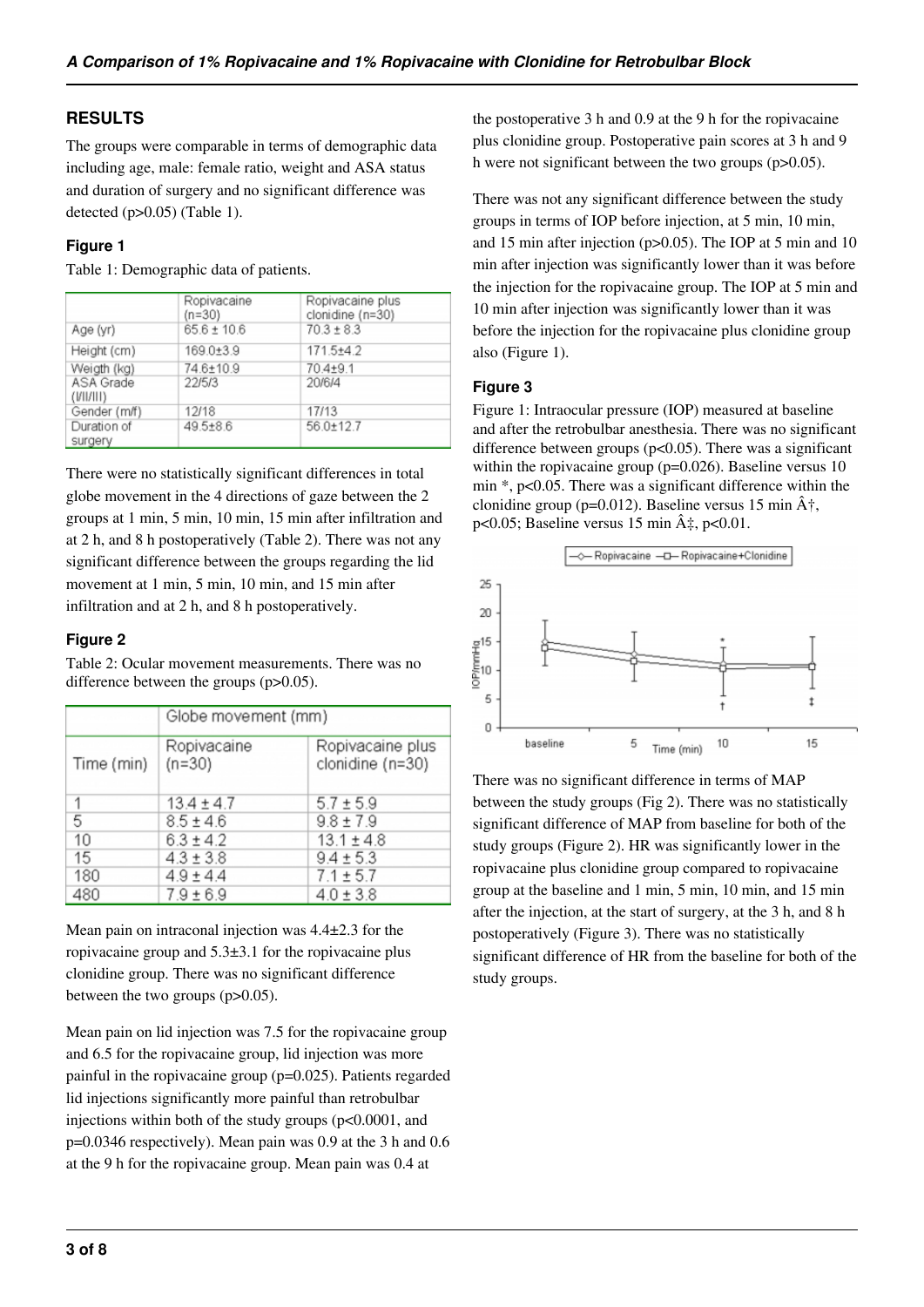## RESULTS

The groups were comparable in terms of demographic data including age, male: female ratio, weight and ASA status and duration of surgery and no significant difference was detected (p>0.05) (Table 1).

### Figure 1

Table 1: Demographic data of patients.

| | Ropivacaine (n=30) | Ropivacaine plus clonidine (n=30) |
|---|---|---|
| Age (yr) | 65.6 ± 10.6 | 70.3 ± 8.3 |
| Height (cm) | 169.0±3.9 | 171.5±4.2 |
| Weigth (kg) | 74.6±10.9 | 70.4±9.1 |
| ASA Grade (I/II/III) | 22/5/3 | 20/6/4 |
| Gender (m/f) | 12/18 | 17/13 |
| Duration of surgery | 49.5±8.6 | 56.0±12.7 |

There were no statistically significant differences in total globe movement in the 4 directions of gaze between the 2 groups at 1 min, 5 min, 10 min, 15 min after infiltration and at 2 h, and 8 h postoperatively (Table 2). There was not any significant difference between the groups regarding the lid movement at 1 min, 5 min, 10 min, and 15 min after infiltration and at 2 h, and 8 h postoperatively.

### Figure 2

Table 2: Ocular movement measurements. There was no difference between the groups (p>0.05).

| | Globe movement (mm) | |
|---|---|---|
| Time (min) | Ropivacaine (n=30) | Ropivacaine plus clonidine (n=30) |
| 1 | 13.4 ± 4.7 | 5.7 ± 5.9 |
| 5 | 8.5 ± 4.6 | 9.8 ± 7.9 |
| 10 | 6.3 ± 4.2 | 13.1 ± 4.8 |
| 15 | 4.3 ± 3.8 | 9.4 ± 5.3 |
| 180 | 4.9 ± 4.4 | 7.1 ± 5.7 |
| 480 | 7.9 ± 6.9 | 4.0 ± 3.8 |

Mean pain on intraconal injection was 4.4±2.3 for the ropivacaine group and 5.3±3.1 for the ropivacaine plus clonidine group. There was no significant difference between the two groups (p>0.05).

Mean pain on lid injection was 7.5 for the ropivacaine group and 6.5 for the ropivacaine group, lid injection was more painful in the ropivacaine group (p=0.025). Patients regarded lid injections significantly more painful than retrobulbar injections within both of the study groups (p<0.0001, and p=0.0346 respectively). Mean pain was 0.9 at the 3 h and 0.6 at the 9 h for the ropivacaine group. Mean pain was 0.4 at the postoperative 3 h and 0.9 at the 9 h for the ropivacaine plus clonidine group. Postoperative pain scores at 3 h and 9 h were not significant between the two groups (p>0.05).

There was not any significant difference between the study groups in terms of IOP before injection, at 5 min, 10 min, and 15 min after injection (p>0.05). The IOP at 5 min and 10 min after injection was significantly lower than it was before the injection for the ropivacaine group. The IOP at 5 min and 10 min after injection was significantly lower than it was before the injection for the ropivacaine plus clonidine group also (Figure 1).

### Figure 3

Figure 1: Intraocular pressure (IOP) measured at baseline and after the retrobulbar anesthesia. There was no significant difference between groups (p<0.05). There was a significant within the ropivacaine group (p=0.026). Baseline versus 10 min *, p<0.05. There was a significant difference within the clonidine group (p=0.012). Baseline versus 15 min Â†, p<0.05; Baseline versus 15 min Â‡, p<0.01.

There was no significant difference in terms of MAP between the study groups (Fig 2). There was no statistically significant difference of MAP from baseline for both of the study groups (Figure 2). HR was significantly lower in the ropivacaine plus clonidine group compared to ropivacaine group at the baseline and 1 min, 5 min, 10 min, and 15 min after the injection, at the start of surgery, at the 3 h, and 8 h postoperatively (Figure 3). There was no statistically significant difference of HR from the baseline for both of the study groups.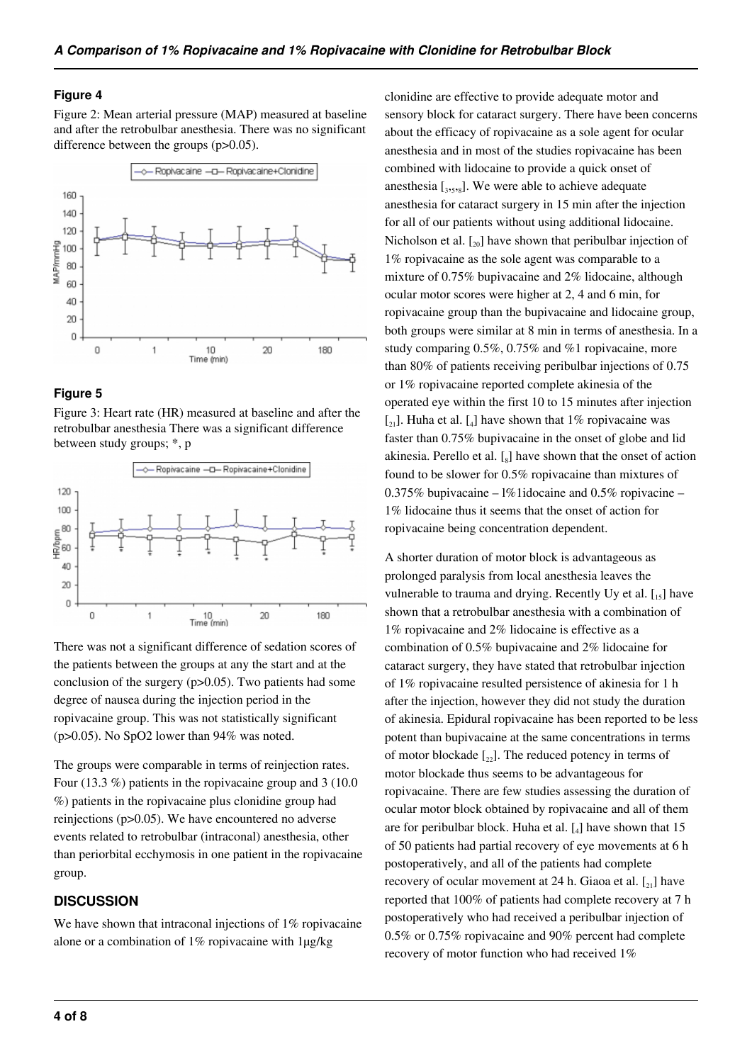#### Figure 4

Figure 2: Mean arterial pressure (MAP) measured at baseline and after the retrobulbar anesthesia. There was no significant difference between the groups (p>0.05).

#### Figure 5

Figure 3: Heart rate (HR) measured at baseline and after the retrobulbar anesthesia There was a significant difference between study groups; *, p

There was not a significant difference of sedation scores of the patients between the groups at any the start and at the conclusion of the surgery (p>0.05). Two patients had some degree of nausea during the injection period in the ropivacaine group. This was not statistically significant (p>0.05). No SpO2 lower than 94% was noted.

The groups were comparable in terms of reinjection rates. Four (13.3 %) patients in the ropivacaine group and 3 (10.0 %) patients in the ropivacaine plus clonidine group had reinjections (p>0.05). We have encountered no adverse events related to retrobulbar (intraconal) anesthesia, other than periorbital ecchymosis in one patient in the ropivacaine group.

## DISCUSSION

We have shown that intraconal injections of 1% ropivacaine alone or a combination of 1% ropivacaine with 1µg/kg clonidine are effective to provide adequate motor and sensory block for cataract surgery. There have been concerns about the efficacy of ropivacaine as a sole agent for ocular anesthesia and in most of the studies ropivacaine has been combined with lidocaine to provide a quick onset of anesthesia [3,5,8]. We were able to achieve adequate anesthesia for cataract surgery in 15 min after the injection for all of our patients without using additional lidocaine. Nicholson et al. [20] have shown that peribulbar injection of 1% ropivacaine as the sole agent was comparable to a mixture of 0.75% bupivacaine and 2% lidocaine, although ocular motor scores were higher at 2, 4 and 6 min, for ropivacaine group than the bupivacaine and lidocaine group, both groups were similar at 8 min in terms of anesthesia. In a study comparing 0.5%, 0.75% and %1 ropivacaine, more than 80% of patients receiving peribulbar injections of 0.75 or 1% ropivacaine reported complete akinesia of the operated eye within the first 10 to 15 minutes after injection [21]. Huha et al. [4] have shown that 1% ropivacaine was faster than 0.75% bupivacaine in the onset of globe and lid akinesia. Perello et al. [8] have shown that the onset of action found to be slower for 0.5% ropivacaine than mixtures of 0.375% bupivacaine – l%1idocaine and 0.5% ropivacaine – 1% lidocaine thus it seems that the onset of action for ropivacaine being concentration dependent.

A shorter duration of motor block is advantageous as prolonged paralysis from local anesthesia leaves the vulnerable to trauma and drying. Recently Uy et al. [15] have shown that a retrobulbar anesthesia with a combination of 1% ropivacaine and 2% lidocaine is effective as a combination of 0.5% bupivacaine and 2% lidocaine for cataract surgery, they have stated that retrobulbar injection of 1% ropivacaine resulted persistence of akinesia for 1 h after the injection, however they did not study the duration of akinesia. Epidural ropivacaine has been reported to be less potent than bupivacaine at the same concentrations in terms of motor blockade [22]. The reduced potency in terms of motor blockade thus seems to be advantageous for ropivacaine. There are few studies assessing the duration of ocular motor block obtained by ropivacaine and all of them are for peribulbar block. Huha et al. [4] have shown that 15 of 50 patients had partial recovery of eye movements at 6 h postoperatively, and all of the patients had complete recovery of ocular movement at 24 h. Giaoa et al. [21] have reported that 100% of patients had complete recovery at 7 h postoperatively who had received a peribulbar injection of 0.5% or 0.75% ropivacaine and 90% percent had complete recovery of motor function who had received 1%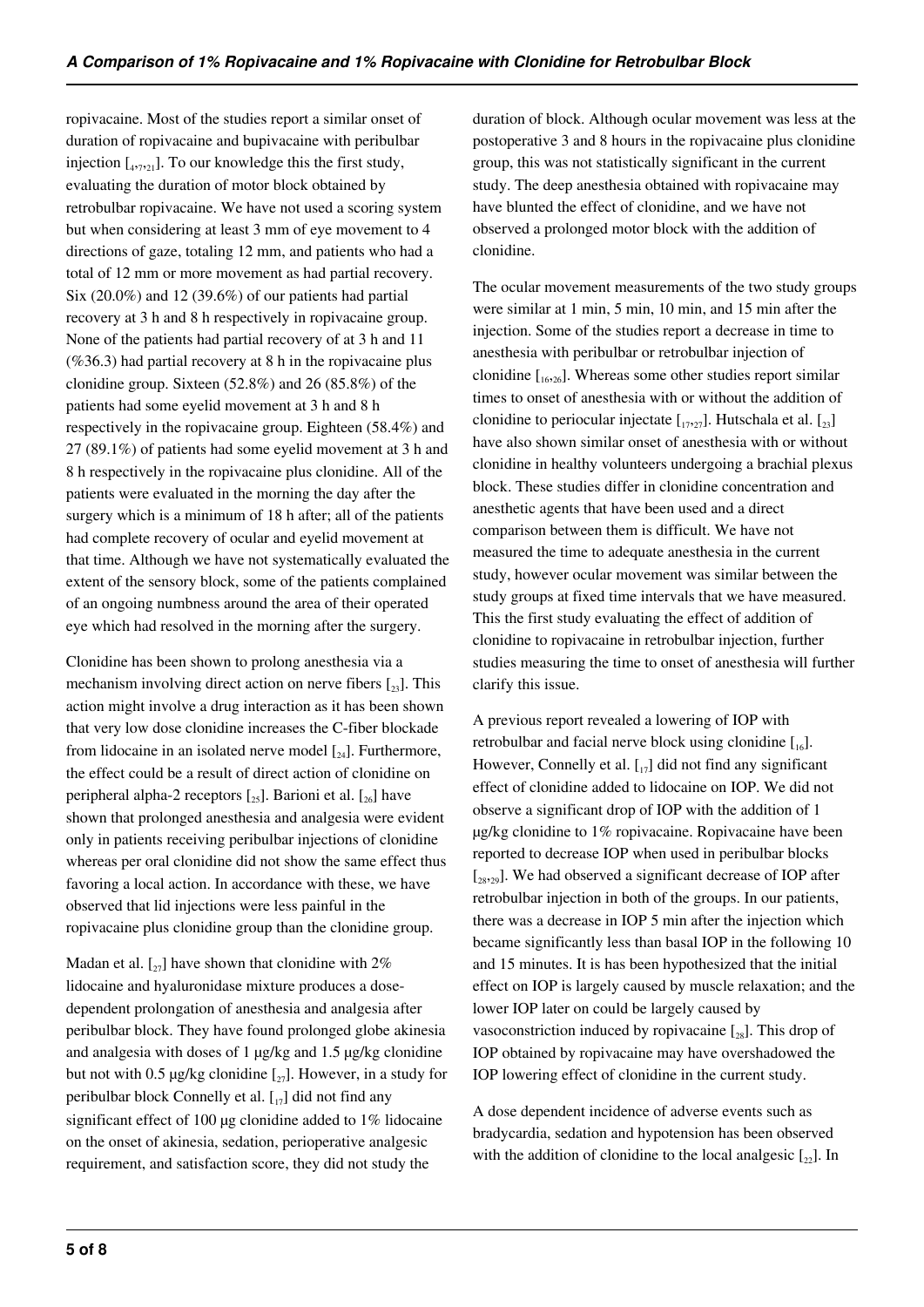ropivacaine. Most of the studies report a similar onset of duration of ropivacaine and bupivacaine with peribulbar injection [4,7,21]. To our knowledge this the first study, evaluating the duration of motor block obtained by retrobulbar ropivacaine. We have not used a scoring system but when considering at least 3 mm of eye movement to 4 directions of gaze, totaling 12 mm, and patients who had a total of 12 mm or more movement as had partial recovery. Six (20.0%) and 12 (39.6%) of our patients had partial recovery at 3 h and 8 h respectively in ropivacaine group. None of the patients had partial recovery of at 3 h and 11 (%36.3) had partial recovery at 8 h in the ropivacaine plus clonidine group. Sixteen (52.8%) and 26 (85.8%) of the patients had some eyelid movement at 3 h and 8 h respectively in the ropivacaine group. Eighteen (58.4%) and 27 (89.1%) of patients had some eyelid movement at 3 h and 8 h respectively in the ropivacaine plus clonidine. All of the patients were evaluated in the morning the day after the surgery which is a minimum of 18 h after; all of the patients had complete recovery of ocular and eyelid movement at that time. Although we have not systematically evaluated the extent of the sensory block, some of the patients complained of an ongoing numbness around the area of their operated eye which had resolved in the morning after the surgery.

Clonidine has been shown to prolong anesthesia via a mechanism involving direct action on nerve fibers [23]. This action might involve a drug interaction as it has been shown that very low dose clonidine increases the C-fiber blockade from lidocaine in an isolated nerve model [24]. Furthermore, the effect could be a result of direct action of clonidine on peripheral alpha-2 receptors [25]. Barioni et al. [26] have shown that prolonged anesthesia and analgesia were evident only in patients receiving peribulbar injections of clonidine whereas per oral clonidine did not show the same effect thus favoring a local action. In accordance with these, we have observed that lid injections were less painful in the ropivacaine plus clonidine group than the clonidine group.

Madan et al. [27] have shown that clonidine with 2% lidocaine and hyaluronidase mixture produces a dose-dependent prolongation of anesthesia and analgesia after peribulbar block. They have found prolonged globe akinesia and analgesia with doses of 1 µg/kg and 1.5 µg/kg clonidine but not with 0.5 µg/kg clonidine [27]. However, in a study for peribulbar block Connelly et al. [17] did not find any significant effect of 100 µg clonidine added to 1% lidocaine on the onset of akinesia, sedation, perioperative analgesic requirement, and satisfaction score, they did not study the duration of block. Although ocular movement was less at the postoperative 3 and 8 hours in the ropivacaine plus clonidine group, this was not statistically significant in the current study. The deep anesthesia obtained with ropivacaine may have blunted the effect of clonidine, and we have not observed a prolonged motor block with the addition of clonidine.

The ocular movement measurements of the two study groups were similar at 1 min, 5 min, 10 min, and 15 min after the injection. Some of the studies report a decrease in time to anesthesia with peribulbar or retrobulbar injection of clonidine [16,26]. Whereas some other studies report similar times to onset of anesthesia with or without the addition of clonidine to periocular injectate [17,27]. Hutschala et al. [23] have also shown similar onset of anesthesia with or without clonidine in healthy volunteers undergoing a brachial plexus block. These studies differ in clonidine concentration and anesthetic agents that have been used and a direct comparison between them is difficult. We have not measured the time to adequate anesthesia in the current study, however ocular movement was similar between the study groups at fixed time intervals that we have measured. This the first study evaluating the effect of addition of clonidine to ropivacaine in retrobulbar injection, further studies measuring the time to onset of anesthesia will further clarify this issue.

A previous report revealed a lowering of IOP with retrobulbar and facial nerve block using clonidine [16]. However, Connelly et al. [17] did not find any significant effect of clonidine added to lidocaine on IOP. We did not observe a significant drop of IOP with the addition of 1 µg/kg clonidine to 1% ropivacaine. Ropivacaine have been reported to decrease IOP when used in peribulbar blocks [28,29]. We had observed a significant decrease of IOP after retrobulbar injection in both of the groups. In our patients, there was a decrease in IOP 5 min after the injection which became significantly less than basal IOP in the following 10 and 15 minutes. It is has been hypothesized that the initial effect on IOP is largely caused by muscle relaxation; and the lower IOP later on could be largely caused by vasoconstriction induced by ropivacaine [28]. This drop of IOP obtained by ropivacaine may have overshadowed the IOP lowering effect of clonidine in the current study.

A dose dependent incidence of adverse events such as bradycardia, sedation and hypotension has been observed with the addition of clonidine to the local analgesic [22]. In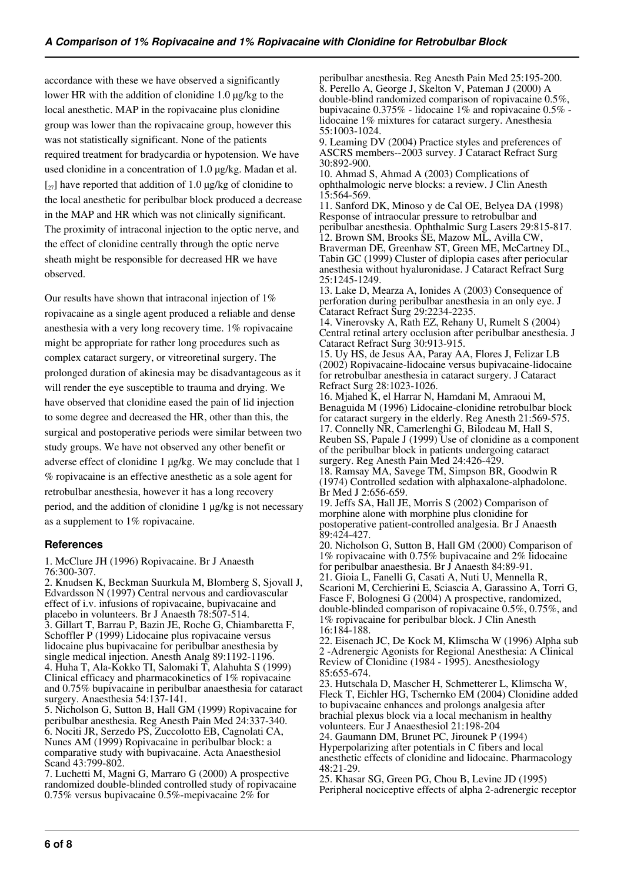accordance with these we have observed a significantly lower HR with the addition of clonidine 1.0 μg/kg to the local anesthetic. MAP in the ropivacaine plus clonidine group was lower than the ropivacaine group, however this was not statistically significant. None of the patients required treatment for bradycardia or hypotension. We have used clonidine in a concentration of 1.0 μg/kg. Madan et al. [27] have reported that addition of 1.0 μg/kg of clonidine to the local anesthetic for peribulbar block produced a decrease in the MAP and HR which was not clinically significant. The proximity of intraconal injection to the optic nerve, and the effect of clonidine centrally through the optic nerve sheath might be responsible for decreased HR we have observed.

Our results have shown that intraconal injection of 1% ropivacaine as a single agent produced a reliable and dense anesthesia with a very long recovery time. 1% ropivacaine might be appropriate for rather long procedures such as complex cataract surgery, or vitreoretinal surgery. The prolonged duration of akinesia may be disadvantageous as it will render the eye susceptible to trauma and drying. We have observed that clonidine eased the pain of lid injection to some degree and decreased the HR, other than this, the surgical and postoperative periods were similar between two study groups. We have not observed any other benefit or adverse effect of clonidine 1 μg/kg. We may conclude that 1 % ropivacaine is an effective anesthetic as a sole agent for retrobulbar anesthesia, however it has a long recovery period, and the addition of clonidine 1 μg/kg is not necessary as a supplement to 1% ropivacaine.

## References

1. McClure JH (1996) Ropivacaine. Br J Anaesth 76:300-307.
2. Knudsen K, Beckman Suurkula M, Blomberg S, Sjovall J, Edvardsson N (1997) Central nervous and cardiovascular effect of i.v. infusions of ropivacaine, bupivacaine and placebo in volunteers. Br J Anaesth 78:507-514.
3. Gillart T, Barrau P, Bazin JE, Roche G, Chiambaretta F, Schoffler P (1999) Lidocaine plus ropivacaine versus lidocaine plus bupivacaine for peribulbar anesthesia by single medical injection. Anesth Analg 89:1192-1196.
4. Huha T, Ala-Kokko TI, Salomaki T, Alahuhta S (1999) Clinical efficacy and pharmacokinetics of 1% ropivacaine and 0.75% bupivacaine in peribulbar anaesthesia for cataract surgery. Anaesthesia 54:137-141.
5. Nicholson G, Sutton B, Hall GM (1999) Ropivacaine for peribulbar anesthesia. Reg Anesth Pain Med 24:337-340.
6. Nociti JR, Serzedo PS, Zuccolotto EB, Cagnolati CA, Nunes AM (1999) Ropivacaine in peribulbar block: a comparative study with bupivacaine. Acta Anaesthesiol Scand 43:799-802.
7. Luchetti M, Magni G, Marraro G (2000) A prospective randomized double-blinded controlled study of ropivacaine 0.75% versus bupivacaine 0.5%-mepivacaine 2% for peribulbar anesthesia. Reg Anesth Pain Med 25:195-200.
8. Perello A, George J, Skelton V, Pateman J (2000) A double-blind randomized comparison of ropivacaine 0.5%, bupivacaine 0.375% - lidocaine 1% and ropivacaine 0.5% - lidocaine 1% mixtures for cataract surgery. Anesthesia 55:1003-1024.
9. Leaming DV (2004) Practice styles and preferences of ASCRS members--2003 survey. J Cataract Refract Surg 30:892-900.
10. Ahmad S, Ahmad A (2003) Complications of ophthalmologic nerve blocks: a review. J Clin Anesth 15:564-569.
11. Sanford DK, Minoso y de Cal OE, Belyea DA (1998) Response of intraocular pressure to retrobulbar and peribulbar anesthesia. Ophthalmic Surg Lasers 29:815-817.
12. Brown SM, Brooks SE, Mazow ML, Avilla CW, Braverman DE, Greenhaw ST, Green ME, McCartney DL, Tabin GC (1999) Cluster of diplopia cases after periocular anesthesia without hyaluronidase. J Cataract Refract Surg 25:1245-1249.
13. Lake D, Mearza A, Ionides A (2003) Consequence of perforation during peribulbar anesthesia in an only eye. J Cataract Refract Surg 29:2234-2235.
14. Vinerovsky A, Rath EZ, Rehany U, Rumelt S (2004) Central retinal artery occlusion after peribulbar anesthesia. J Cataract Refract Surg 30:913-915.
15. Uy HS, de Jesus AA, Paray AA, Flores J, Felizar LB (2002) Ropivacaine-lidocaine versus bupivacaine-lidocaine for retrobulbar anesthesia in cataract surgery. J Cataract Refract Surg 28:1023-1026.
16. Mjahed K, el Harrar N, Hamdani M, Amraoui M, Benaguida M (1996) Lidocaine-clonidine retrobulbar block for cataract surgery in the elderly. Reg Anesth 21:569-575.
17. Connelly NR, Camerlenghi G, Bilodeau M, Hall S, Reuben SS, Papale J (1999) Use of clonidine as a component of the peribulbar block in patients undergoing cataract surgery. Reg Anesth Pain Med 24:426-429.
18. Ramsay MA, Savege TM, Simpson BR, Goodwin R (1974) Controlled sedation with alphaxalone-alphadolone. Br Med J 2:656-659.
19. Jeffs SA, Hall JE, Morris S (2002) Comparison of morphine alone with morphine plus clonidine for postoperative patient-controlled analgesia. Br J Anaesth 89:424-427.
20. Nicholson G, Sutton B, Hall GM (2000) Comparison of 1% ropivacaine with 0.75% bupivacaine and 2% lidocaine for peribulbar anaesthesia. Br J Anaesth 84:89-91.
21. Gioia L, Fanelli G, Casati A, Nuti U, Mennella R, Scarioni M, Cerchierini E, Sciascia A, Garassino A, Torri G, Fasce F, Bolognesi G (2004) A prospective, randomized, double-blinded comparison of ropivacaine 0.5%, 0.75%, and 1% ropivacaine for peribulbar block. J Clin Anesth 16:184-188.
22. Eisenach JC, De Kock M, Klimscha W (1996) Alpha sub 2 -Adrenergic Agonists for Regional Anesthesia: A Clinical Review of Clonidine (1984 - 1995). Anesthesiology 85:655-674.
23. Hutschala D, Mascher H, Schmetterer L, Klimscha W, Fleck T, Eichler HG, Tschernko EM (2004) Clonidine added to bupivacaine enhances and prolongs analgesia after brachial plexus block via a local mechanism in healthy volunteers. Eur J Anaesthesiol 21:198-204
24. Gaumann DM, Brunet PC, Jirounek P (1994) Hyperpolarizing after potentials in C fibers and local anesthetic effects of clonidine and lidocaine. Pharmacology 48:21-29.
25. Khasar SG, Green PG, Chou B, Levine JD (1995) Peripheral nociceptive effects of alpha 2-adrenergic receptor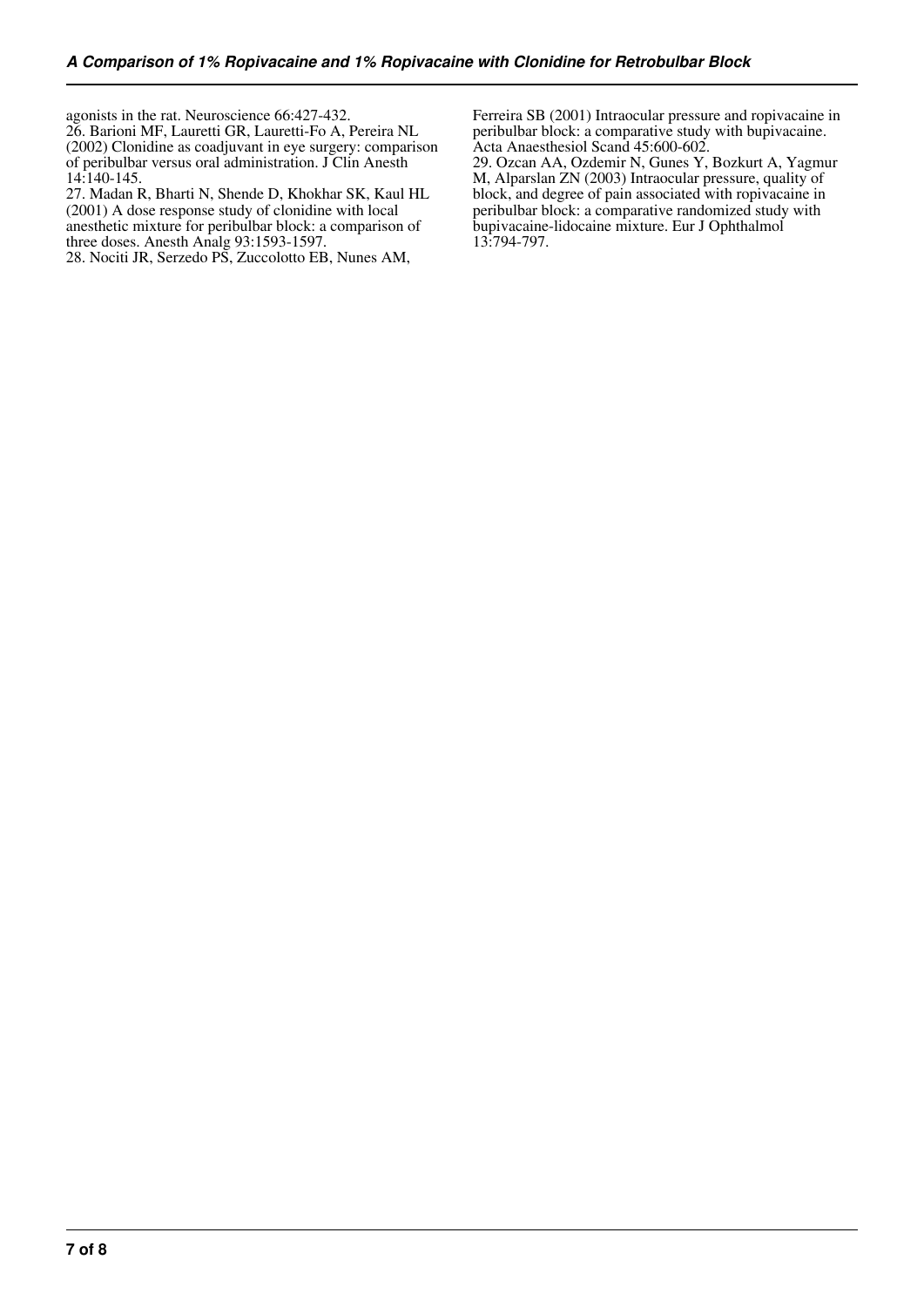agonists in the rat. Neuroscience 66:427-432.

26. Barioni MF, Lauretti GR, Lauretti-Fo A, Pereira NL (2002) Clonidine as coadjuvant in eye surgery: comparison of peribulbar versus oral administration. J Clin Anesth 14:140-145.

27. Madan R, Bharti N, Shende D, Khokhar SK, Kaul HL (2001) A dose response study of clonidine with local anesthetic mixture for peribulbar block: a comparison of three doses. Anesth Analg 93:1593-1597.

28. Nociti JR, Serzedo PS, Zuccolotto EB, Nunes AM, Ferreira SB (2001) Intraocular pressure and ropivacaine in peribulbar block: a comparative study with bupivacaine. Acta Anaesthesiol Scand 45:600-602.

29. Ozcan AA, Ozdemir N, Gunes Y, Bozkurt A, Yagmur M, Alparslan ZN (2003) Intraocular pressure, quality of block, and degree of pain associated with ropivacaine in peribulbar block: a comparative randomized study with bupivacaine-lidocaine mixture. Eur J Ophthalmol 13:794-797.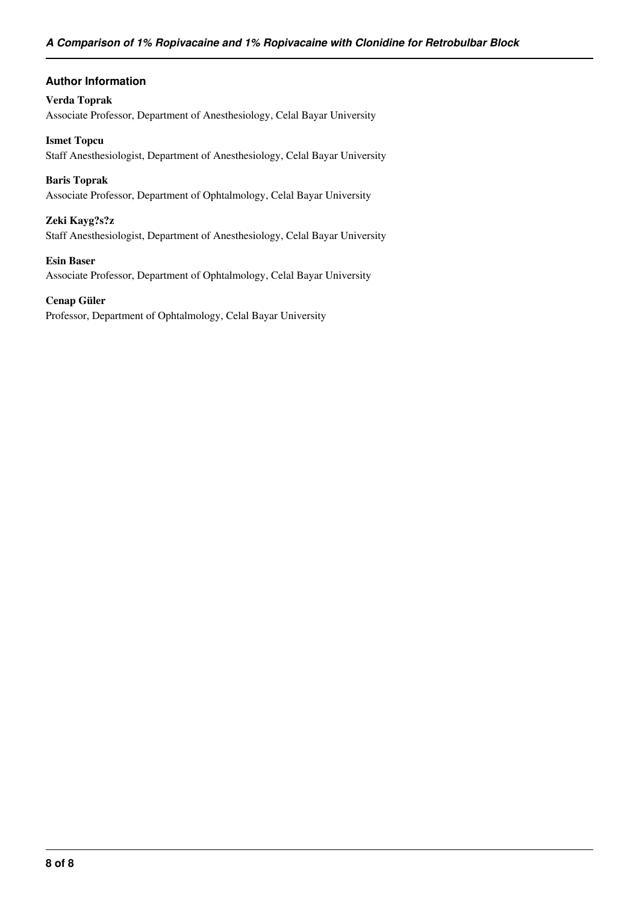## Author Information

**Verda Toprak**
Associate Professor, Department of Anesthesiology, Celal Bayar University

**Ismet Topcu**
Staff Anesthesiologist, Department of Anesthesiology, Celal Bayar University

**Baris Toprak**
Associate Professor, Department of Ophtalmology, Celal Bayar University

**Zeki Kayg?s?z**
Staff Anesthesiologist, Department of Anesthesiology, Celal Bayar University

**Esin Baser**
Associate Professor, Department of Ophtalmology, Celal Bayar University

**Cenap Güler**
Professor, Department of Ophtalmology, Celal Bayar University